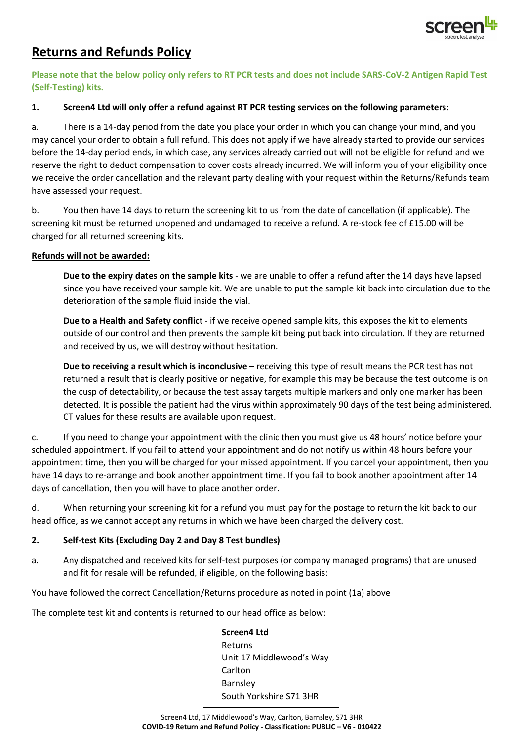# Returns and Refunds Policy

**Please note that the below policy only refers to RT PCR tests and does not include SARS-CoV-2 Antigen Rapid Test (Self-Testing) kits.**

**1. Screen4 Ltd will only offer a refund against RT PCR testing services on the following parameters:**

a. There is a 14-day period from the date you place your order in which you can change your mind, and you may cancel your order to obtain a full refund. This does not apply if we have already started to provide our services before the 14-day period ends, in which case, any services already carried out will not be eligible for refund and we reserve the right to deduct compensation to cover costs already incurred. We will inform you of your eligibility once we receive the order cancellation and the relevant party dealing with your request within the Returns/Refunds team have assessed your request.

b. You then have 14 days to return the screening kit to us from the date of cancellation (if applicable). The screening kit must be returned unopened and undamaged to receive a refund. A re-stock fee of £15.00 will be charged for all returned screening kits.

**Refunds will not be awarded:**

**Due to the expiry dates on the sample kits** - we are unable to offer a refund after the 14 days have lapsed since you have received your sample kit. We are unable to put the sample kit back into circulation due to the deterioration of the sample fluid inside the vial.

**Due to a Health and Safety conflict** - if we receive opened sample kits, this exposes the kit to elements outside of our control and then prevents the sample kit being put back into circulation. If they are returned and received by us, we will destroy without hesitation.

**Due to receiving a result which is inconclusive** – receiving this type of result means the PCR test has not returned a result that is clearly positive or negative, for example this may be because the test outcome is on the cusp of detectability, or because the test assay targets multiple markers and only one marker has been detected. It is possible the patient had the virus within approximately 90 days of the test being administered. CT values for these results are available upon request.

c. If you need to change your appointment with the clinic then you must give us 48 hours' notice before your scheduled appointment. If you fail to attend your appointment and do not notify us within 48 hours before your appointment time, then you will be charged for your missed appointment. If you cancel your appointment, then you have 14 days to re-arrange and book another appointment time. If you fail to book another appointment after 14 days of cancellation, then you will have to place another order.

d. When returning your screening kit for a refund you must pay for the postage to return the kit back to our head office, as we cannot accept any returns in which we have been charged the delivery cost.

**2. Self-test Kits (Excluding Day 2 and Day 8 Test bundles)**

a. Any dispatched and received kits for self-test purposes (or company managed programs) that are unused and fit for resale will be refunded, if eligible, on the following basis:

You have followed the correct Cancellation/Returns procedure as noted in point (1a) above

The complete test kit and contents is returned to our head office as below:

**Screen4 Ltd**
Returns
Unit 17 Middlewood's Way
Carlton
Barnsley
South Yorkshire S71 3HR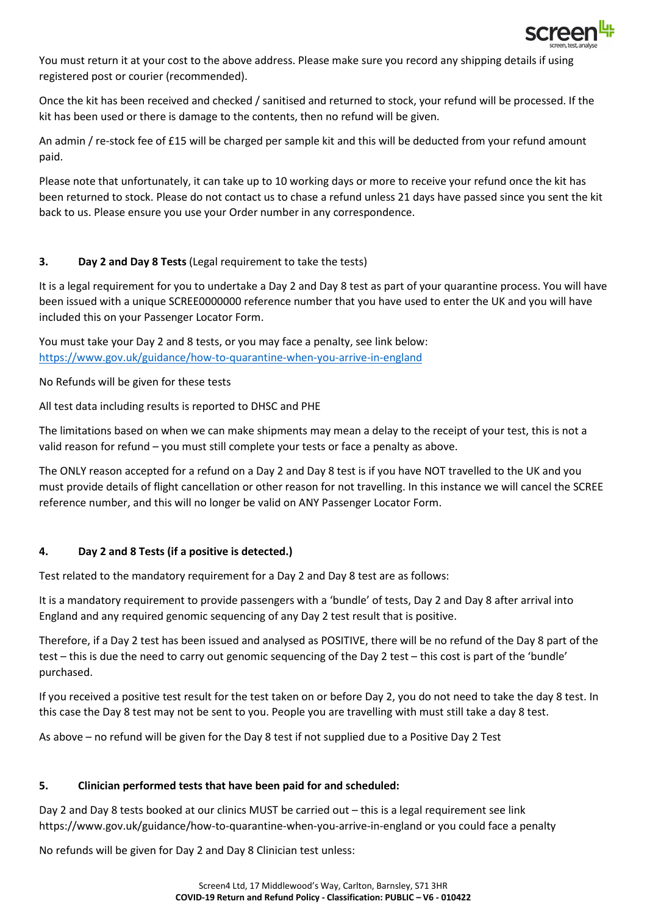You must return it at your cost to the above address. Please make sure you record any shipping details if using registered post or courier (recommended).

Once the kit has been received and checked / sanitised and returned to stock, your refund will be processed. If the kit has been used or there is damage to the contents, then no refund will be given.

An admin / re-stock fee of £15 will be charged per sample kit and this will be deducted from your refund amount paid.

Please note that unfortunately, it can take up to 10 working days or more to receive your refund once the kit has been returned to stock. Please do not contact us to chase a refund unless 21 days have passed since you sent the kit back to us. Please ensure you use your Order number in any correspondence.

## 3. Day 2 and Day 8 Tests (Legal requirement to take the tests)

It is a legal requirement for you to undertake a Day 2 and Day 8 test as part of your quarantine process. You will have been issued with a unique SCREE0000000 reference number that you have used to enter the UK and you will have included this on your Passenger Locator Form.

You must take your Day 2 and 8 tests, or you may face a penalty, see link below: https://www.gov.uk/guidance/how-to-quarantine-when-you-arrive-in-england

No Refunds will be given for these tests

All test data including results is reported to DHSC and PHE

The limitations based on when we can make shipments may mean a delay to the receipt of your test, this is not a valid reason for refund – you must still complete your tests or face a penalty as above.

The ONLY reason accepted for a refund on a Day 2 and Day 8 test is if you have NOT travelled to the UK and you must provide details of flight cancellation or other reason for not travelling. In this instance we will cancel the SCREE reference number, and this will no longer be valid on ANY Passenger Locator Form.

## 4. Day 2 and 8 Tests (if a positive is detected.)

Test related to the mandatory requirement for a Day 2 and Day 8 test are as follows:

It is a mandatory requirement to provide passengers with a 'bundle' of tests, Day 2 and Day 8 after arrival into England and any required genomic sequencing of any Day 2 test result that is positive.

Therefore, if a Day 2 test has been issued and analysed as POSITIVE, there will be no refund of the Day 8 part of the test – this is due the need to carry out genomic sequencing of the Day 2 test – this cost is part of the 'bundle' purchased.

If you received a positive test result for the test taken on or before Day 2, you do not need to take the day 8 test. In this case the Day 8 test may not be sent to you. People you are travelling with must still take a day 8 test.

As above – no refund will be given for the Day 8 test if not supplied due to a Positive Day 2 Test

## 5. Clinician performed tests that have been paid for and scheduled:

Day 2 and Day 8 tests booked at our clinics MUST be carried out – this is a legal requirement see link https://www.gov.uk/guidance/how-to-quarantine-when-you-arrive-in-england or you could face a penalty

No refunds will be given for Day 2 and Day 8 Clinician test unless: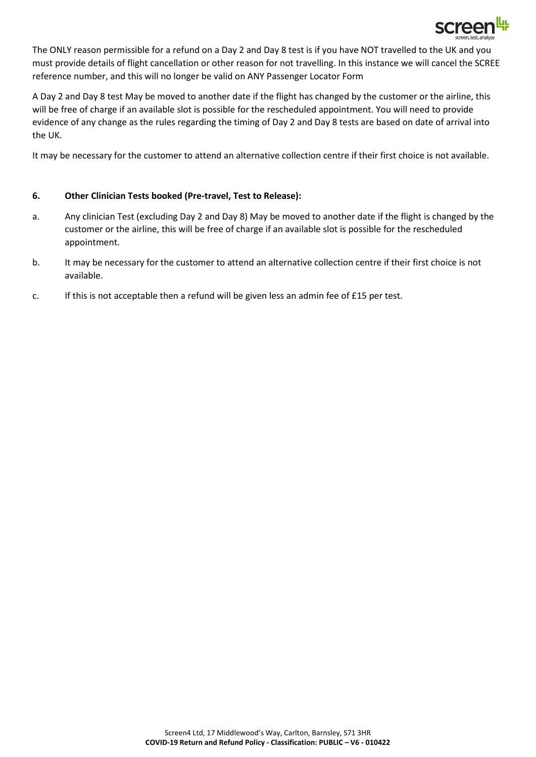The ONLY reason permissible for a refund on a Day 2 and Day 8 test is if you have NOT travelled to the UK and you must provide details of flight cancellation or other reason for not travelling. In this instance we will cancel the SCREE reference number, and this will no longer be valid on ANY Passenger Locator Form

A Day 2 and Day 8 test May be moved to another date if the flight has changed by the customer or the airline, this will be free of charge if an available slot is possible for the rescheduled appointment. You will need to provide evidence of any change as the rules regarding the timing of Day 2 and Day 8 tests are based on date of arrival into the UK.

It may be necessary for the customer to attend an alternative collection centre if their first choice is not available.

### 6. Other Clinician Tests booked (Pre-travel, Test to Release):

a. Any clinician Test (excluding Day 2 and Day 8) May be moved to another date if the flight is changed by the customer or the airline, this will be free of charge if an available slot is possible for the rescheduled appointment.

b. It may be necessary for the customer to attend an alternative collection centre if their first choice is not available.

c. If this is not acceptable then a refund will be given less an admin fee of £15 per test.